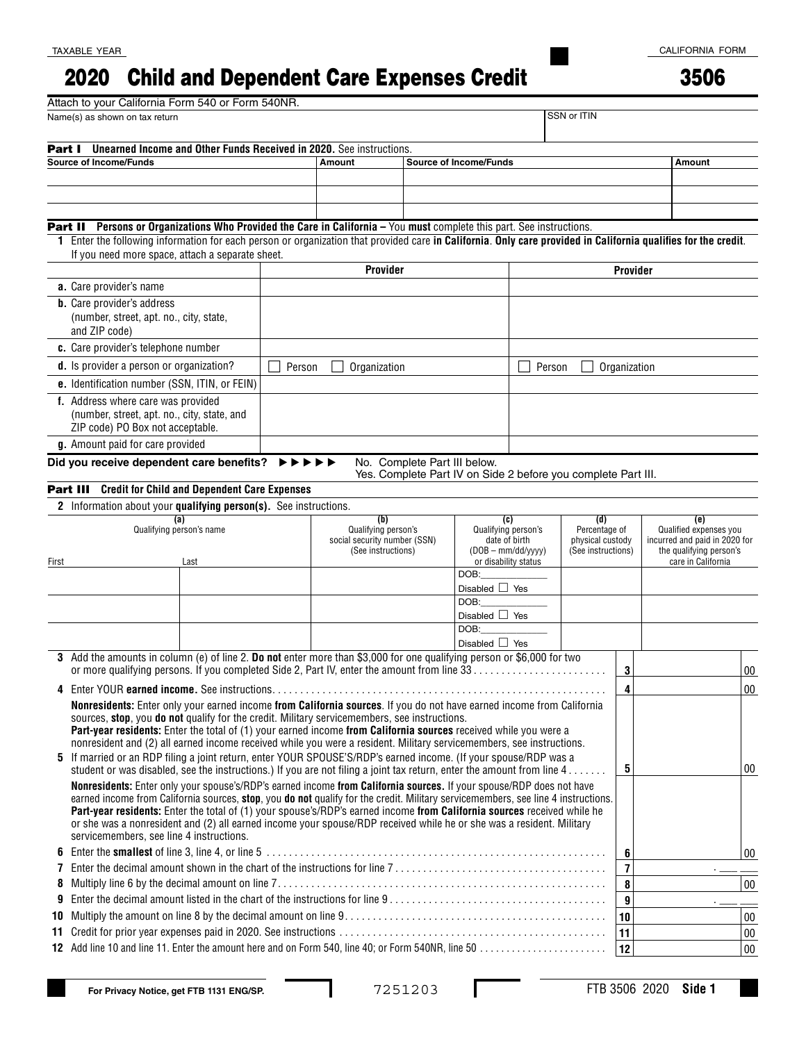TAXABLE YEAR

CALIFORNIA FORM

# 2020 Child and Dependent Care Expenses Credit 3506

Attach to your California Form 540 or Form 540NR.

| Name(s) as shown on tax return | SSN or ITIN |
|---|---|
| | |

**Part I Unearned Income and Other Funds Received in 2020.** See instructions.

| Source of Income/Funds | Amount | Source of Income/Funds | Amount |
|---|---|---|---|
| | | | |
| | | | |
| | | | |

**Part II Persons or Organizations Who Provided the Care in California –** You **must** complete this part. See instructions.

**1** Enter the following information for each person or organization that provided care **in California**. **Only care provided in California qualifies for the credit**. If you need more space, attach a separate sheet.

| | Provider | Provider |
|---|---|---|
| **a.** Care provider's name | | |
| **b.** Care provider's address (number, street, apt. no., city, state, and ZIP code) | | |
| **c.** Care provider's telephone number | | |
| **d.** Is provider a person or organization? | ☐ Person ☐ Organization | ☐ Person ☐ Organization |
| **e.** Identification number (SSN, ITIN, or FEIN) | | |
| **f.** Address where care was provided (number, street, apt. no., city, state, and ZIP code) PO Box not acceptable. | | |
| **g.** Amount paid for care provided | | |

**Did you receive dependent care benefits?** ►►►►► No. Complete Part III below.
Yes. Complete Part IV on Side 2 before you complete Part III.

**Part III Credit for Child and Dependent Care Expenses**

**2** Information about your **qualifying person(s)**. See instructions.

| (a) Qualifying person's name – First | (a) Last | (b) Qualifying person's social security number (SSN) (See instructions) | (c) Qualifying person's date of birth (DOB – mm/dd/yyyy) or disability status | (d) Percentage of physical custody (See instructions) | (e) Qualified expenses you incurred and paid in 2020 for the qualifying person's care in California |
|---|---|---|---|---|---|
| | | | DOB:\_\_\_\_\_\_\_ Disabled ☐ Yes | | |
| | | | DOB:\_\_\_\_\_\_\_ Disabled ☐ Yes | | |
| | | | DOB:\_\_\_\_\_\_\_ Disabled ☐ Yes | | |

**3** Add the amounts in column (e) of line 2. **Do not** enter more than $3,000 for one qualifying person or $6,000 for two or more qualifying persons. If you completed Side 2, Part IV, enter the amount from line 33 . . . . . . . . . . **3** ______ 00

**4** Enter YOUR **earned income.** See instructions. . . . . . . . . . **4** ______ 00

**Nonresidents:** Enter only your earned income **from California sources**. If you do not have earned income from California sources, **stop**, you **do not** qualify for the credit. Military servicemembers, see instructions.
**Part-year residents:** Enter the total of (1) your earned income **from California sources** received while you were a nonresident and (2) all earned income received while you were a resident. Military servicemembers, see instructions.

**5** If married or an RDP filing a joint return, enter YOUR SPOUSE'S/RDP'S earned income. (If your spouse/RDP was a student or was disabled, see the instructions.) If you are not filing a joint tax return, enter the amount from line 4 . . . . . . . **5** ______ 00

**Nonresidents:** Enter only your spouse's/RDP's earned income **from California sources.** If your spouse/RDP does not have earned income from California sources, **stop**, you **do not** qualify for the credit. Military servicemembers, see line 4 instructions.
**Part-year residents:** Enter the total of (1) your spouse's/RDP's earned income **from California sources** received while he or she was a nonresident and (2) all earned income your spouse/RDP received while he or she was a resident. Military servicemembers, see line 4 instructions.

**6** Enter the **smallest** of line 3, line 4, or line 5 . . . . . . . . . . **6** ______ 00

**7** Enter the decimal amount shown in the chart of the instructions for line 7 . . . . . . . . . . **7** . \_\_ \_\_

**8** Multiply line 6 by the decimal amount on line 7. . . . . . . . . . **8** ______ 00

**9** Enter the decimal amount listed in the chart of the instructions for line 9 . . . . . . . . . . **9** . \_\_ \_\_

**10** Multiply the amount on line 8 by the decimal amount on line 9. . . . . . . . . . **10** ______ 00

**11** Credit for prior year expenses paid in 2020. See instructions . . . . . . . . . . **11** ______ 00

**12** Add line 10 and line 11. Enter the amount here and on Form 540, line 40; or Form 540NR, line 50 . . . . . . . . . . **12** ______ 00

For Privacy Notice, get FTB 1131 ENG/SP.

7251203

FTB 3506 2020 Side 1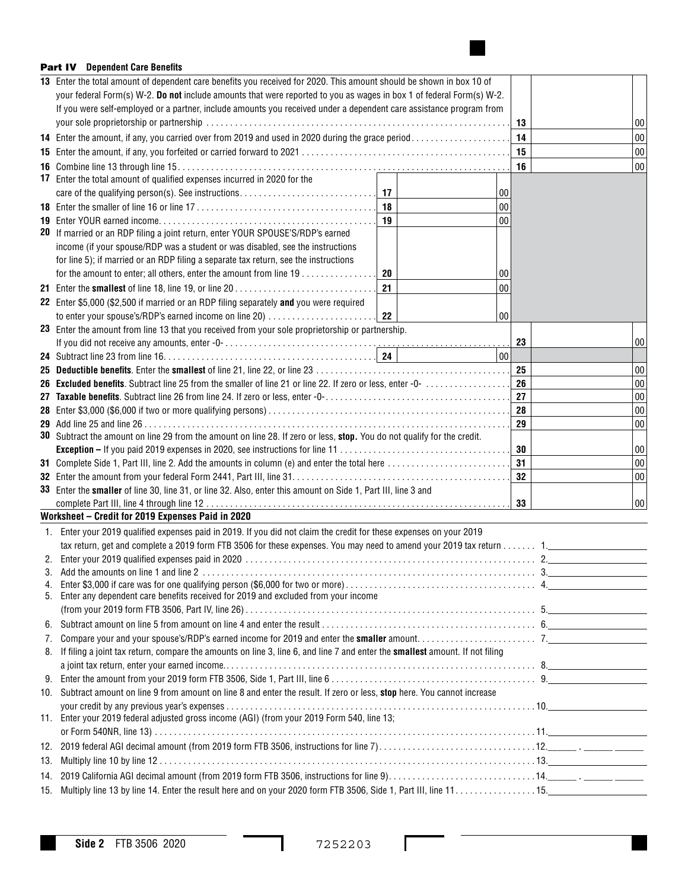**Part IV Dependent Care Benefits**

| | | | | | |
|---|---|---|---|---|---|
| **13** Enter the total amount of dependent care benefits you received for 2020. This amount should be shown in box 10 of your federal Form(s) W-2. **Do not** include amounts that were reported to you as wages in box 1 of federal Form(s) W-2. If you were self-employed or a partner, include amounts you received under a dependent care assistance program from your sole proprietorship or partnership | | | 13 | | 00 |
| **14** Enter the amount, if any, you carried over from 2019 and used in 2020 during the grace period | | | 14 | | 00 |
| **15** Enter the amount, if any, you forfeited or carried forward to 2021 | | | 15 | | 00 |
| **16** Combine line 13 through line 15 | | | 16 | | 00 |
| **17** Enter the total amount of qualified expenses incurred in 2020 for the care of the qualifying person(s). See instructions | 17 | 00 | | | |
| **18** Enter the smaller of line 16 or line 17 | 18 | 00 | | | |
| **19** Enter YOUR earned income | 19 | 00 | | | |
| **20** If married or an RDP filing a joint return, enter YOUR SPOUSE'S/RDP's earned income (if your spouse/RDP was a student or was disabled, see the instructions for line 5); if married or an RDP filing a separate tax return, see the instructions for the amount to enter; all others, enter the amount from line 19 | 20 | 00 | | | |
| **21** Enter the **smallest** of line 18, line 19, or line 20 | 21 | 00 | | | |
| **22** Enter $5,000 ($2,500 if married or an RDP filing separately **and** you were required to enter your spouse's/RDP's earned income on line 20) | 22 | 00 | | | |
| **23** Enter the amount from line 13 that you received from your sole proprietorship or partnership. If you did not receive any amounts, enter -0- | | | 23 | | 00 |
| **24** Subtract line 23 from line 16 | 24 | 00 | | | |
| **25** **Deductible benefits**. Enter the **smallest** of line 21, line 22, or line 23 | | | 25 | | 00 |
| **26** **Excluded benefits**. Subtract line 25 from the smaller of line 21 or line 22. If zero or less, enter -0- | | | 26 | | 00 |
| **27** **Taxable benefits**. Subtract line 26 from line 24. If zero or less, enter -0- | | | 27 | | 00 |
| **28** Enter $3,000 ($6,000 if two or more qualifying persons) | | | 28 | | 00 |
| **29** Add line 25 and line 26 | | | 29 | | 00 |
| **30** Subtract the amount on line 29 from the amount on line 28. If zero or less, **stop.** You do not qualify for the credit. **Exception –** If you paid 2019 expenses in 2020, see instructions for line 11 | | | 30 | | 00 |
| **31** Complete Side 1, Part III, line 2. Add the amounts in column (e) and enter the total here | | | 31 | | 00 |
| **32** Enter the amount from your federal Form 2441, Part III, line 31 | | | 32 | | 00 |
| **33** Enter the **smaller** of line 30, line 31, or line 32. Also, enter this amount on Side 1, Part III, line 3 and complete Part III, line 4 through line 12 | | | 33 | | 00 |

**Worksheet – Credit for 2019 Expenses Paid in 2020**

1. Enter your 2019 qualified expenses paid in 2019. If you did not claim the credit for these expenses on your 2019 tax return, get and complete a 2019 form FTB 3506 for these expenses. You may need to amend your 2019 tax return . . . . . . . 1.____________
2. Enter your 2019 qualified expenses paid in 2020 . . . . . . . 2.____________
3. Add the amounts on line 1 and line 2 . . . . . . . 3.____________
4. Enter $3,000 if care was for one qualifying person ($6,000 for two or more) . . . . . . . 4.____________
5. Enter any dependent care benefits received for 2019 and excluded from your income (from your 2019 form FTB 3506, Part IV, line 26) . . . . . . . 5.____________
6. Subtract amount on line 5 from amount on line 4 and enter the result . . . . . . . 6.____________
7. Compare your and your spouse's/RDP's earned income for 2019 and enter the **smaller** amount. . . . . . . . 7.____________
8. If filing a joint tax return, compare the amounts on line 3, line 6, and line 7 and enter the **smallest** amount. If not filing a joint tax return, enter your earned income. . . . . . . . 8.____________
9. Enter the amount from your 2019 form FTB 3506, Side 1, Part III, line 6 . . . . . . . 9.____________
10. Subtract amount on line 9 from amount on line 8 and enter the result. If zero or less, **stop** here. You cannot increase your credit by any previous year's expenses . . . . . . . 10.____________
11. Enter your 2019 federal adjusted gross income (AGI) (from your 2019 Form 540, line 13; or Form 540NR, line 13) . . . . . . . 11.____________
12. 2019 federal AGI decimal amount (from 2019 form FTB 3506, instructions for line 7) . . . . . . . 12.\_\_\_\_\_ . \_\_\_\_\_ \_\_\_\_\_
13. Multiply line 10 by line 12 . . . . . . . 13.____________
14. 2019 California AGI decimal amount (from 2019 form FTB 3506, instructions for line 9) . . . . . . . 14.\_\_\_\_\_ . \_\_\_\_\_ \_\_\_\_\_
15. Multiply line 13 by line 14. Enter the result here and on your 2020 form FTB 3506, Side 1, Part III, line 11 . . . . . . . 15.____________